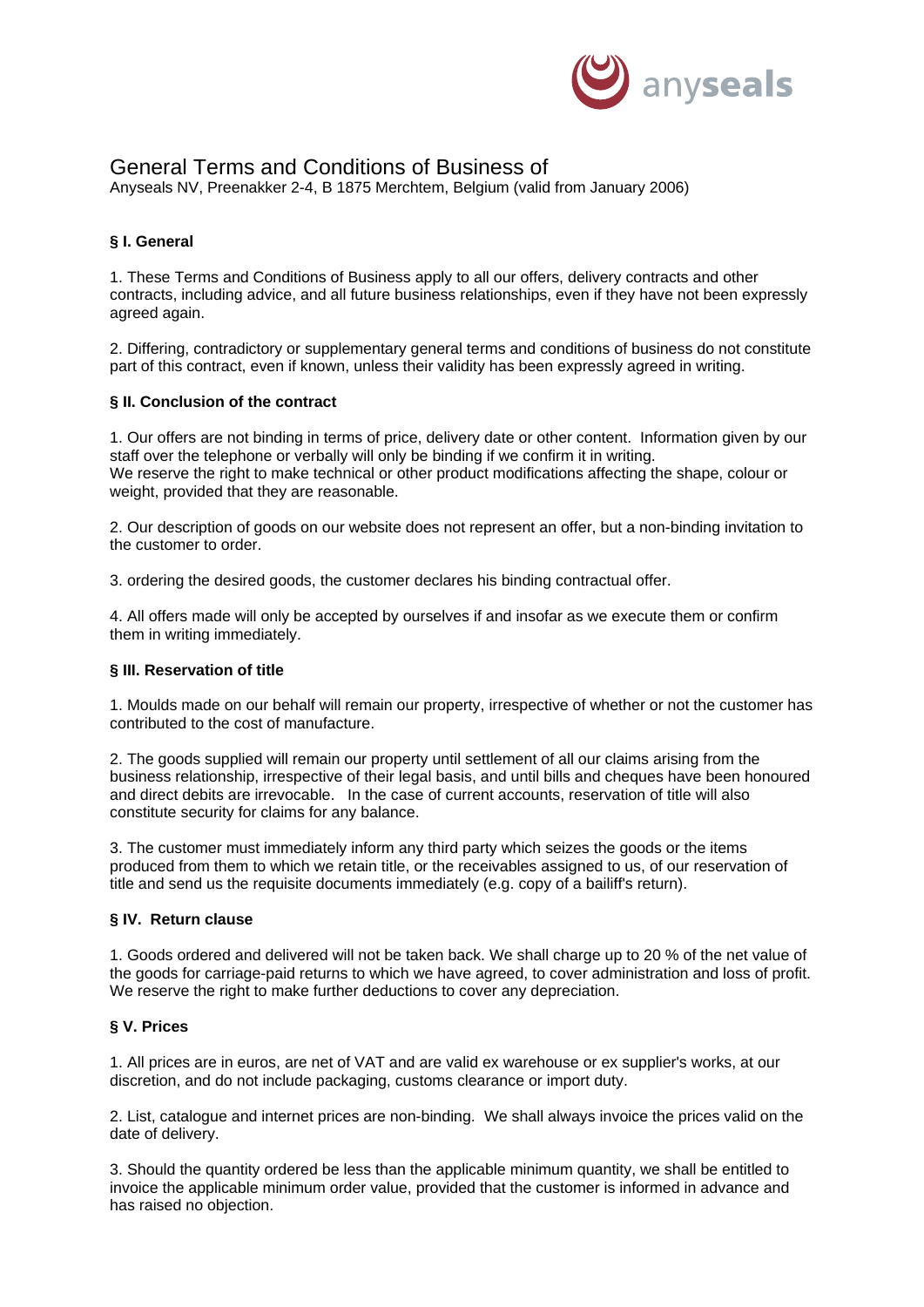anyseals

# General Terms and Conditions of Business of

Anyseals NV, Preenakker 2-4, B 1875 Merchtem, Belgium (valid from January 2006)

### § I. General

1. These Terms and Conditions of Business apply to all our offers, delivery contracts and other contracts, including advice, and all future business relationships, even if they have not been expressly agreed again.

2. Differing, contradictory or supplementary general terms and conditions of business do not constitute part of this contract, even if known, unless their validity has been expressly agreed in writing.

### § II. Conclusion of the contract

1. Our offers are not binding in terms of price, delivery date or other content. Information given by our staff over the telephone or verbally will only be binding if we confirm it in writing. We reserve the right to make technical or other product modifications affecting the shape, colour or weight, provided that they are reasonable.

2. Our description of goods on our website does not represent an offer, but a non-binding invitation to the customer to order.

3. ordering the desired goods, the customer declares his binding contractual offer.

4. All offers made will only be accepted by ourselves if and insofar as we execute them or confirm them in writing immediately.

### § III. Reservation of title

1. Moulds made on our behalf will remain our property, irrespective of whether or not the customer has contributed to the cost of manufacture.

2. The goods supplied will remain our property until settlement of all our claims arising from the business relationship, irrespective of their legal basis, and until bills and cheques have been honoured and direct debits are irrevocable. In the case of current accounts, reservation of title will also constitute security for claims for any balance.

3. The customer must immediately inform any third party which seizes the goods or the items produced from them to which we retain title, or the receivables assigned to us, of our reservation of title and send us the requisite documents immediately (e.g. copy of a bailiff's return).

### § IV. Return clause

1. Goods ordered and delivered will not be taken back. We shall charge up to 20 % of the net value of the goods for carriage-paid returns to which we have agreed, to cover administration and loss of profit. We reserve the right to make further deductions to cover any depreciation.

### § V. Prices

1. All prices are in euros, are net of VAT and are valid ex warehouse or ex supplier's works, at our discretion, and do not include packaging, customs clearance or import duty.

2. List, catalogue and internet prices are non-binding. We shall always invoice the prices valid on the date of delivery.

3. Should the quantity ordered be less than the applicable minimum quantity, we shall be entitled to invoice the applicable minimum order value, provided that the customer is informed in advance and has raised no objection.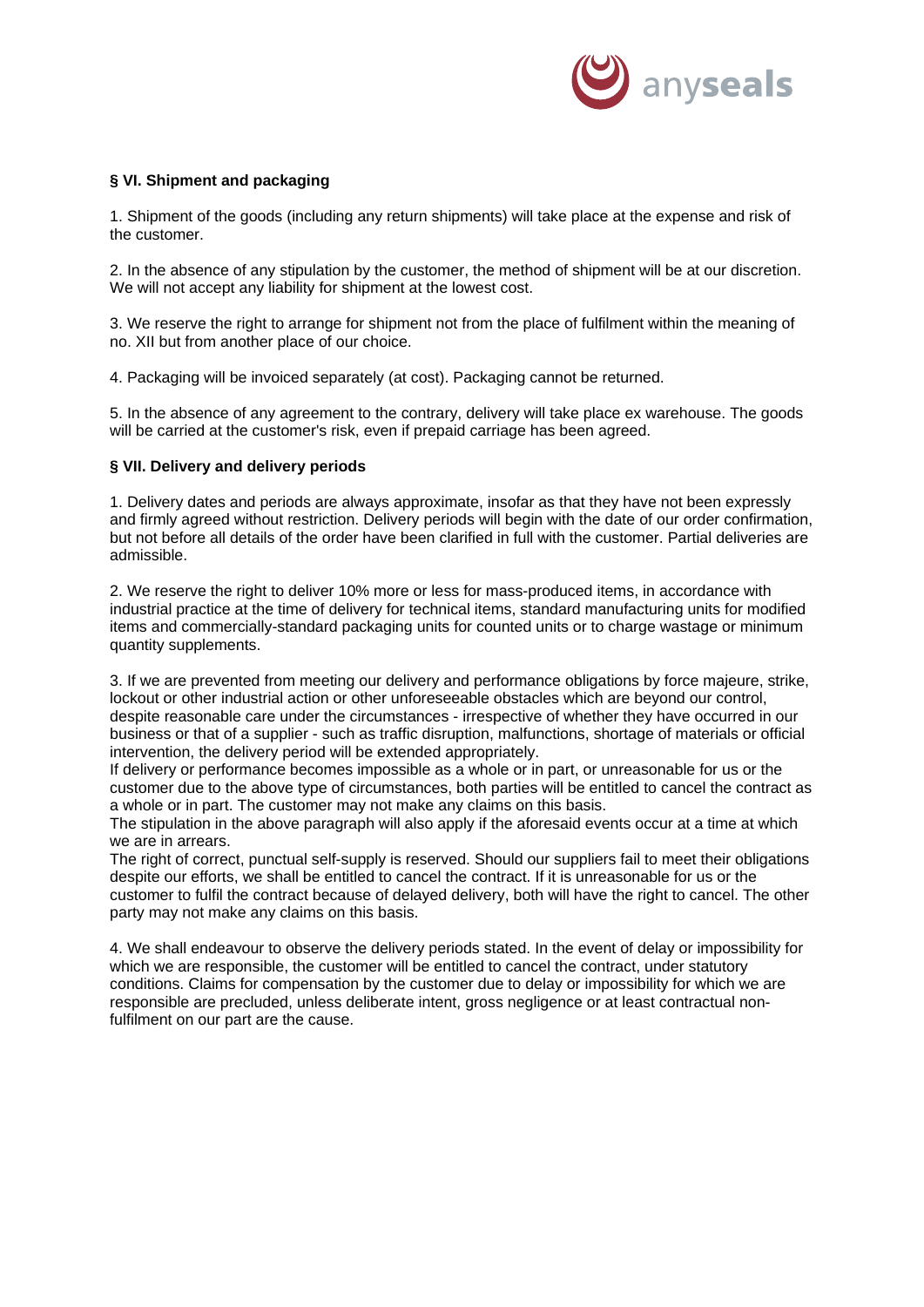**§ VI. Shipment and packaging**

1. Shipment of the goods (including any return shipments) will take place at the expense and risk of the customer.

2. In the absence of any stipulation by the customer, the method of shipment will be at our discretion. We will not accept any liability for shipment at the lowest cost.

3. We reserve the right to arrange for shipment not from the place of fulfilment within the meaning of no. XII but from another place of our choice.

4. Packaging will be invoiced separately (at cost). Packaging cannot be returned.

5. In the absence of any agreement to the contrary, delivery will take place ex warehouse. The goods will be carried at the customer's risk, even if prepaid carriage has been agreed.

**§ VII. Delivery and delivery periods**

1. Delivery dates and periods are always approximate, insofar as that they have not been expressly and firmly agreed without restriction. Delivery periods will begin with the date of our order confirmation, but not before all details of the order have been clarified in full with the customer. Partial deliveries are admissible.

2. We reserve the right to deliver 10% more or less for mass-produced items, in accordance with industrial practice at the time of delivery for technical items, standard manufacturing units for modified items and commercially-standard packaging units for counted units or to charge wastage or minimum quantity supplements.

3. If we are prevented from meeting our delivery and performance obligations by force majeure, strike, lockout or other industrial action or other unforeseeable obstacles which are beyond our control, despite reasonable care under the circumstances - irrespective of whether they have occurred in our business or that of a supplier - such as traffic disruption, malfunctions, shortage of materials or official intervention, the delivery period will be extended appropriately.
If delivery or performance becomes impossible as a whole or in part, or unreasonable for us or the customer due to the above type of circumstances, both parties will be entitled to cancel the contract as a whole or in part. The customer may not make any claims on this basis.
The stipulation in the above paragraph will also apply if the aforesaid events occur at a time at which we are in arrears.
The right of correct, punctual self-supply is reserved. Should our suppliers fail to meet their obligations despite our efforts, we shall be entitled to cancel the contract. If it is unreasonable for us or the customer to fulfil the contract because of delayed delivery, both will have the right to cancel. The other party may not make any claims on this basis.

4. We shall endeavour to observe the delivery periods stated. In the event of delay or impossibility for which we are responsible, the customer will be entitled to cancel the contract, under statutory conditions. Claims for compensation by the customer due to delay or impossibility for which we are responsible are precluded, unless deliberate intent, gross negligence or at least contractual non-fulfilment on our part are the cause.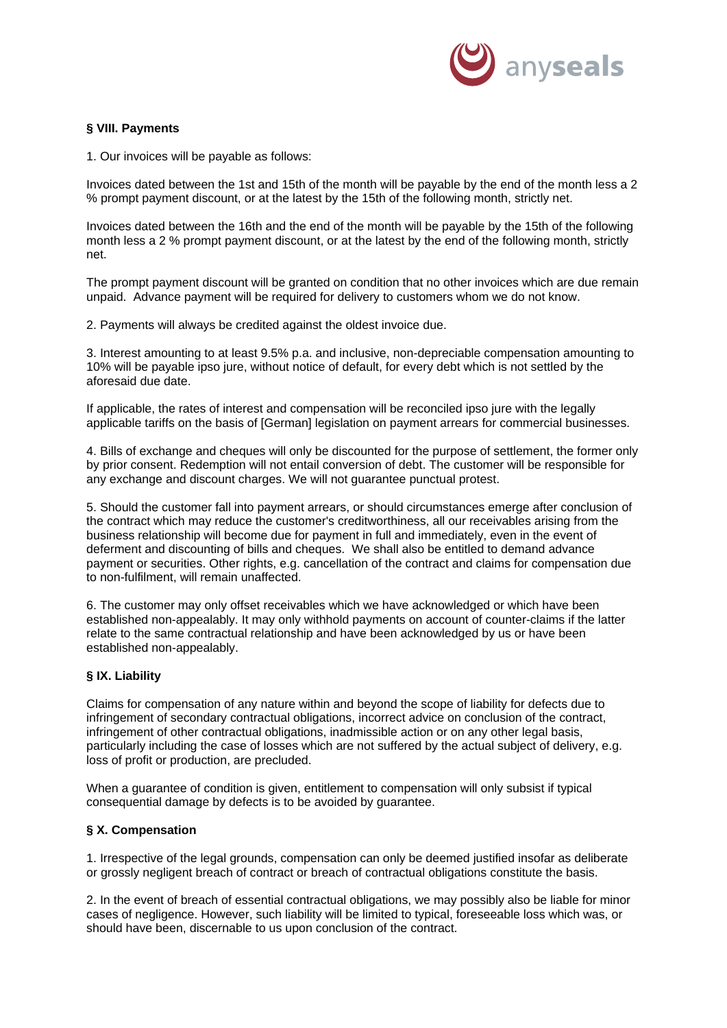**§ VIII. Payments**

1. Our invoices will be payable as follows:

Invoices dated between the 1st and 15th of the month will be payable by the end of the month less a 2 % prompt payment discount, or at the latest by the 15th of the following month, strictly net.

Invoices dated between the 16th and the end of the month will be payable by the 15th of the following month less a 2 % prompt payment discount, or at the latest by the end of the following month, strictly net.

The prompt payment discount will be granted on condition that no other invoices which are due remain unpaid. Advance payment will be required for delivery to customers whom we do not know.

2. Payments will always be credited against the oldest invoice due.

3. Interest amounting to at least 9.5% p.a. and inclusive, non-depreciable compensation amounting to 10% will be payable ipso jure, without notice of default, for every debt which is not settled by the aforesaid due date.

If applicable, the rates of interest and compensation will be reconciled ipso jure with the legally applicable tariffs on the basis of [German] legislation on payment arrears for commercial businesses.

4. Bills of exchange and cheques will only be discounted for the purpose of settlement, the former only by prior consent. Redemption will not entail conversion of debt. The customer will be responsible for any exchange and discount charges. We will not guarantee punctual protest.

5. Should the customer fall into payment arrears, or should circumstances emerge after conclusion of the contract which may reduce the customer's creditworthiness, all our receivables arising from the business relationship will become due for payment in full and immediately, even in the event of deferment and discounting of bills and cheques. We shall also be entitled to demand advance payment or securities. Other rights, e.g. cancellation of the contract and claims for compensation due to non-fulfilment, will remain unaffected.

6. The customer may only offset receivables which we have acknowledged or which have been established non-appealably. It may only withhold payments on account of counter-claims if the latter relate to the same contractual relationship and have been acknowledged by us or have been established non-appealably.

**§ IX. Liability**

Claims for compensation of any nature within and beyond the scope of liability for defects due to infringement of secondary contractual obligations, incorrect advice on conclusion of the contract, infringement of other contractual obligations, inadmissible action or on any other legal basis, particularly including the case of losses which are not suffered by the actual subject of delivery, e.g. loss of profit or production, are precluded.

When a guarantee of condition is given, entitlement to compensation will only subsist if typical consequential damage by defects is to be avoided by guarantee.

**§ X. Compensation**

1. Irrespective of the legal grounds, compensation can only be deemed justified insofar as deliberate or grossly negligent breach of contract or breach of contractual obligations constitute the basis.

2. In the event of breach of essential contractual obligations, we may possibly also be liable for minor cases of negligence. However, such liability will be limited to typical, foreseeable loss which was, or should have been, discernable to us upon conclusion of the contract.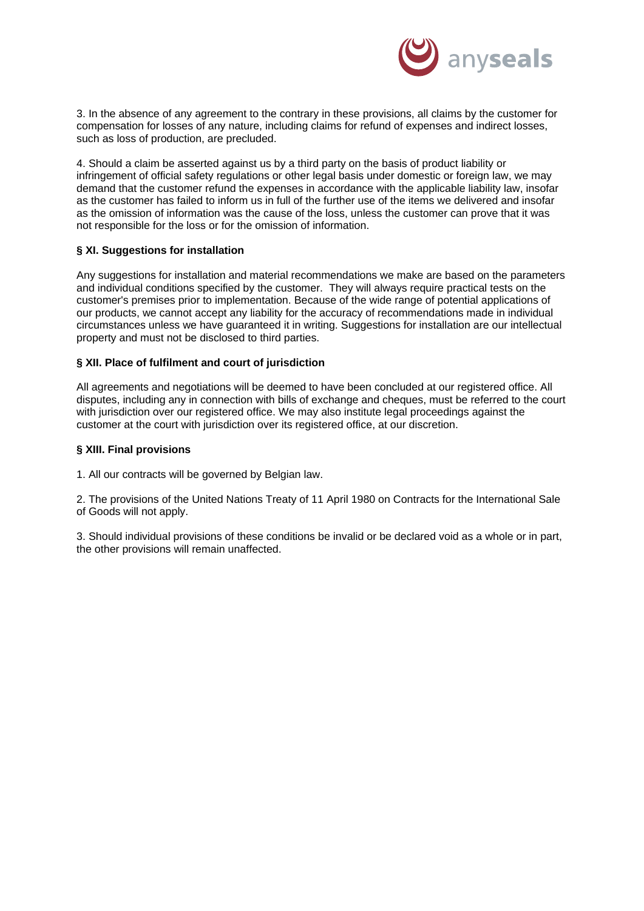3. In the absence of any agreement to the contrary in these provisions, all claims by the customer for compensation for losses of any nature, including claims for refund of expenses and indirect losses, such as loss of production, are precluded.

4. Should a claim be asserted against us by a third party on the basis of product liability or infringement of official safety regulations or other legal basis under domestic or foreign law, we may demand that the customer refund the expenses in accordance with the applicable liability law, insofar as the customer has failed to inform us in full of the further use of the items we delivered and insofar as the omission of information was the cause of the loss, unless the customer can prove that it was not responsible for the loss or for the omission of information.

**§ XI. Suggestions for installation**

Any suggestions for installation and material recommendations we make are based on the parameters and individual conditions specified by the customer. They will always require practical tests on the customer's premises prior to implementation. Because of the wide range of potential applications of our products, we cannot accept any liability for the accuracy of recommendations made in individual circumstances unless we have guaranteed it in writing. Suggestions for installation are our intellectual property and must not be disclosed to third parties.

**§ XII. Place of fulfilment and court of jurisdiction**

All agreements and negotiations will be deemed to have been concluded at our registered office. All disputes, including any in connection with bills of exchange and cheques, must be referred to the court with jurisdiction over our registered office. We may also institute legal proceedings against the customer at the court with jurisdiction over its registered office, at our discretion.

**§ XIII. Final provisions**

1. All our contracts will be governed by Belgian law.

2. The provisions of the United Nations Treaty of 11 April 1980 on Contracts for the International Sale of Goods will not apply.

3. Should individual provisions of these conditions be invalid or be declared void as a whole or in part, the other provisions will remain unaffected.